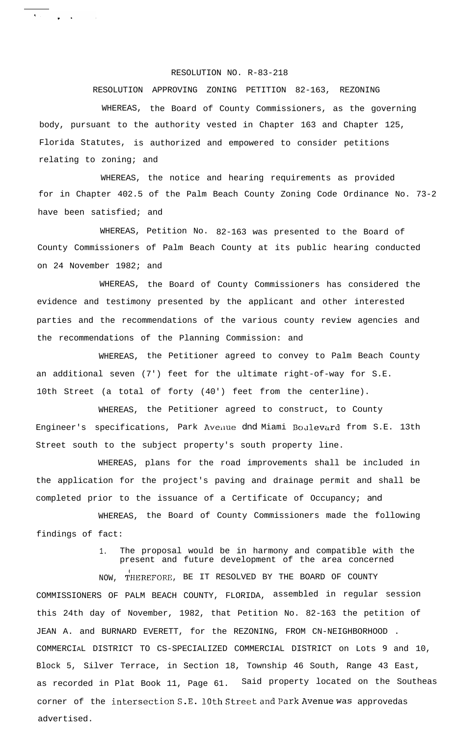RESOLUTION NO. R-83-218

RESOLUTION APPROVING ZONING PETITION 82-163, REZONING

WHEREAS, the Board of County Commissioners, as the governing body, pursuant to the authority vested in Chapter 163 and Chapter 125, Florida Statutes, is authorized and empowered to consider petitions relating to zoning; and

WHEREAS, the notice and hearing requirements as provided for in Chapter 402.5 of the Palm Beach County Zoning Code Ordinance No. 73-2 have been satisfied; and

WHEREAS, Petition No. 82-163 was presented to the Board of County Commissioners of Palm Beach County at its public hearing conducted on 24 November 1982; and

WHEREAS, the Board of County Commissioners has considered the evidence and testimony presented by the applicant and other interested parties and the recommendations of the various county review agencies and the recommendations of the Planning Commission: and

WHEREAS, the Petitioner agreed to convey to Palm Beach County an additional seven (7') feet for the ultimate right-of-way for S.E. 10th Street (a total of forty (40') feet from the centerline).

WHEREAS, the Petitioner agreed to construct, to County Engineer's specifications, Park Avenue dnd Miami Boulevard from S.E. 13th Street south to the subject property's south property line.

WHEREAS, plans for the road improvements shall be included in the application for the project's paving and drainage permit and shall be completed prior to the issuance of a Certificate of Occupancy; and

WHEREAS, the Board of County Commissioners made the following findings of fact:

1. The proposal would be in harmony and compatible with the present and future development of the area concerned

NOW, THEREFORE, BE IT RESOLVED BY THE BOARD OF COUNTY COMMISSIONERS OF PALM BEACH COUNTY, FLORIDA, assembled in regular session this 24th day of November, 1982, that Petition No. 82-163 the petition of JEAN A. and BURNARD EVERETT, for the REZONING, FROM CN-NEIGHBORHOOD . COMMERCIAL DISTRICT TO CS-SPECIALIZED COMMERCIAL DISTRICT on Lots 9 and 10, Block 5, Silver Terrace, in Section 18, Township 46 South, Range 43 East, as recorded in Plat Book 11, Page 61. Said property located on the Southeas corner of the intersection S.E. 10th Street and Park Avenue was approvedas advertised.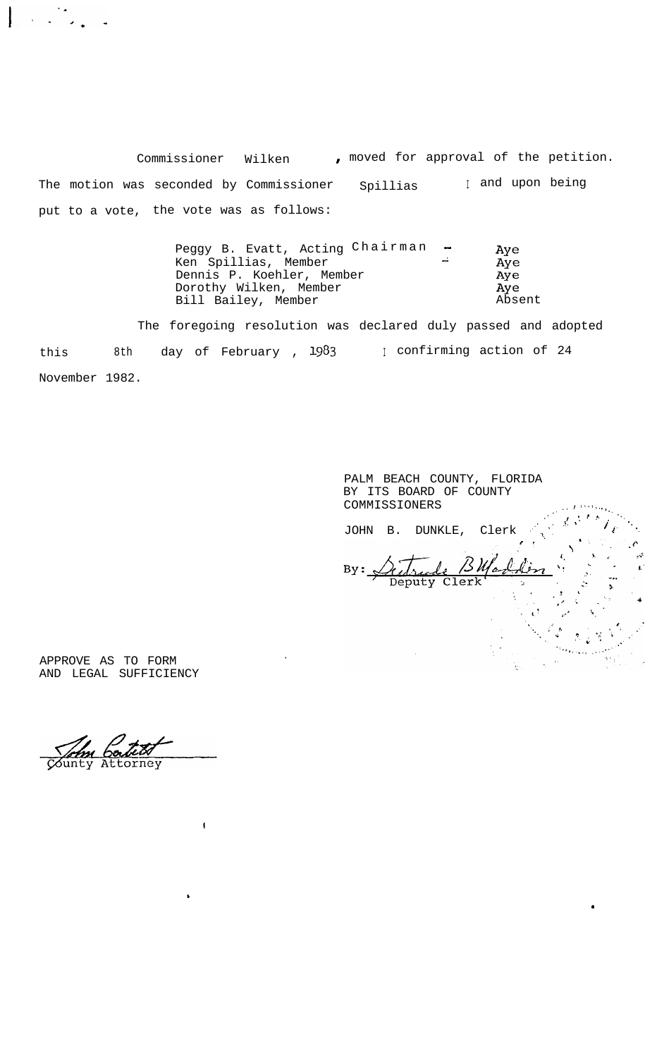Commissioner Wilken, moved for approval of the petition. The motion was seconded by Commissioner Spillias and upon being put to a vote, the vote was as follows:

| | |
|---|---|
| Peggy B. Evatt, Acting Chairman | Aye |
| Ken Spillias, Member | Aye |
| Dennis P. Koehler, Member | Aye |
| Dorothy Wilken, Member | Aye |
| Bill Bailey, Member | Absent |

The foregoing resolution was declared duly passed and adopted this 8th day of February, 1983, confirming action of 24 November 1982.

PALM BEACH COUNTY, FLORIDA
BY ITS BOARD OF COUNTY
COMMISSIONERS

JOHN B. DUNKLE, Clerk

By: Gertrude B. Madden
Deputy Clerk

APPROVE AS TO FORM
AND LEGAL SUFFICIENCY

John Corbett
County Attorney